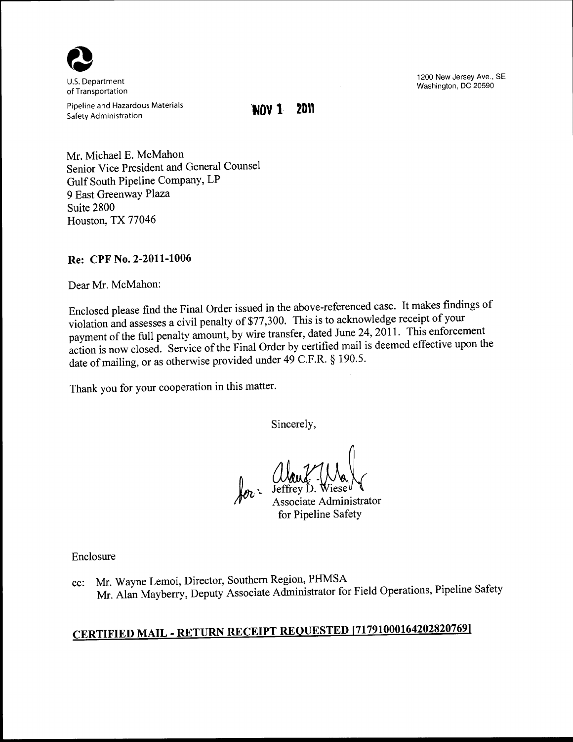U.S. Department of Transportation

Pipeline and Hazardous Materials Safety Administration

1200 New Jersey Ave., SE
Washington, DC 20590

NOV 1 2011

Mr. Michael E. McMahon
Senior Vice President and General Counsel
Gulf South Pipeline Company, LP
9 East Greenway Plaza
Suite 2800
Houston, TX 77046

**Re: CPF No. 2-2011-1006**

Dear Mr. McMahon:

Enclosed please find the Final Order issued in the above-referenced case. It makes findings of violation and assesses a civil penalty of $77,300. This is to acknowledge receipt of your payment of the full penalty amount, by wire transfer, dated June 24, 2011. This enforcement action is now closed. Service of the Final Order by certified mail is deemed effective upon the date of mailing, or as otherwise provided under 49 C.F.R. § 190.5.

Thank you for your cooperation in this matter.

Sincerely,

for: Jeffrey D. Wiese
Associate Administrator
for Pipeline Safety

Enclosure

cc: Mr. Wayne Lemoi, Director, Southern Region, PHMSA
Mr. Alan Mayberry, Deputy Associate Administrator for Field Operations, Pipeline Safety

**CERTIFIED MAIL - RETURN RECEIPT REQUESTED [71791000164202820769]**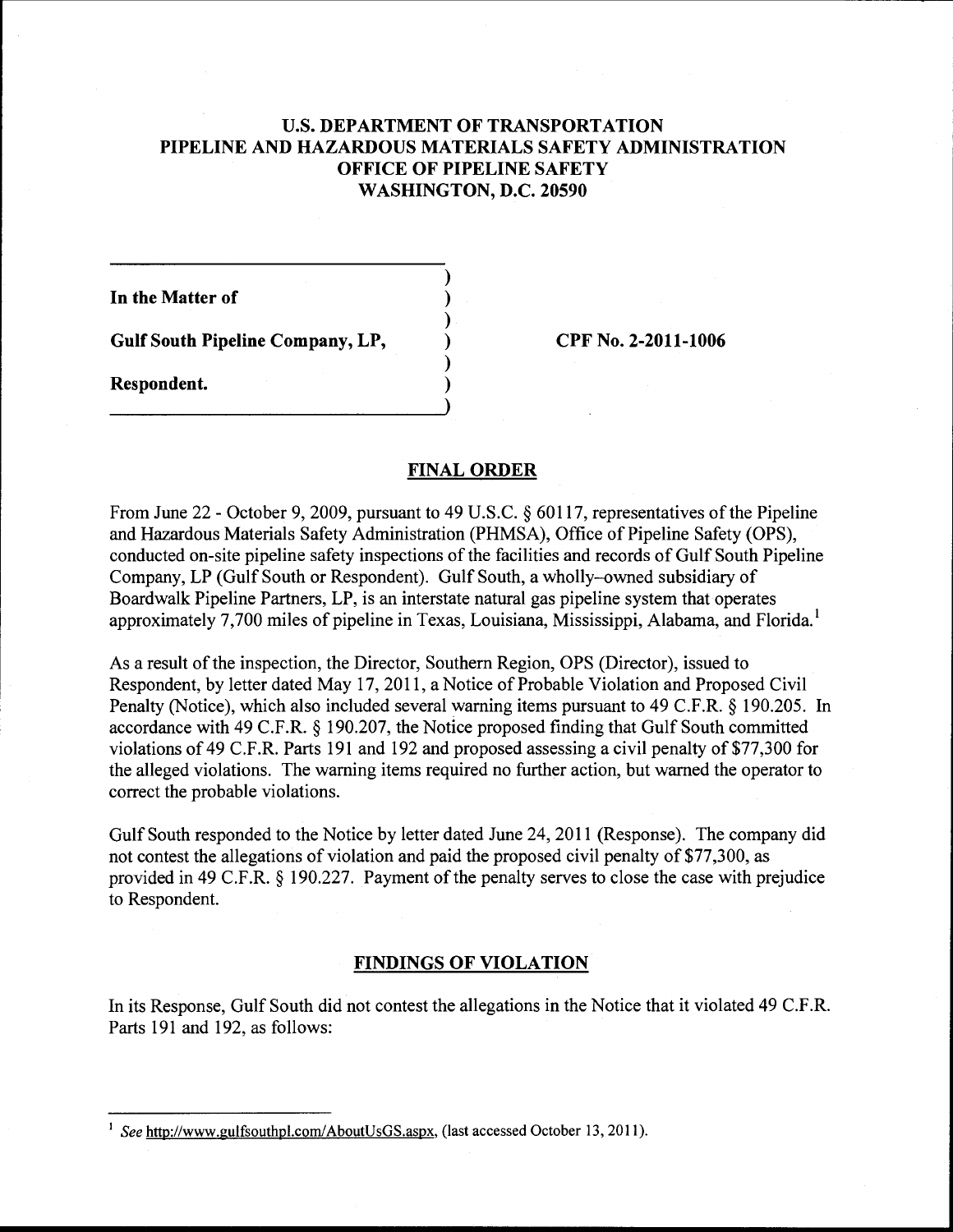**U.S. DEPARTMENT OF TRANSPORTATION**
**PIPELINE AND HAZARDOUS MATERIALS SAFETY ADMINISTRATION**
**OFFICE OF PIPELINE SAFETY**
**WASHINGTON, D.C. 20590**

**In the Matter of**

**Gulf South Pipeline Company, LP,**

**Respondent.**

**CPF No. 2-2011-1006**

## FINAL ORDER

From June 22 - October 9, 2009, pursuant to 49 U.S.C. § 60117, representatives of the Pipeline and Hazardous Materials Safety Administration (PHMSA), Office of Pipeline Safety (OPS), conducted on-site pipeline safety inspections of the facilities and records of Gulf South Pipeline Company, LP (Gulf South or Respondent). Gulf South, a wholly-owned subsidiary of Boardwalk Pipeline Partners, LP, is an interstate natural gas pipeline system that operates approximately 7,700 miles of pipeline in Texas, Louisiana, Mississippi, Alabama, and Florida.[1]

As a result of the inspection, the Director, Southern Region, OPS (Director), issued to Respondent, by letter dated May 17, 2011, a Notice of Probable Violation and Proposed Civil Penalty (Notice), which also included several warning items pursuant to 49 C.F.R. § 190.205. In accordance with 49 C.F.R. § 190.207, the Notice proposed finding that Gulf South committed violations of 49 C.F.R. Parts 191 and 192 and proposed assessing a civil penalty of $77,300 for the alleged violations. The warning items required no further action, but warned the operator to correct the probable violations.

Gulf South responded to the Notice by letter dated June 24, 2011 (Response). The company did not contest the allegations of violation and paid the proposed civil penalty of $77,300, as provided in 49 C.F.R. § 190.227. Payment of the penalty serves to close the case with prejudice to Respondent.

## FINDINGS OF VIOLATION

In its Response, Gulf South did not contest the allegations in the Notice that it violated 49 C.F.R. Parts 191 and 192, as follows:

[1] *See* http://www.gulfsouthpl.com/AboutUsGS.aspx, (last accessed October 13, 2011).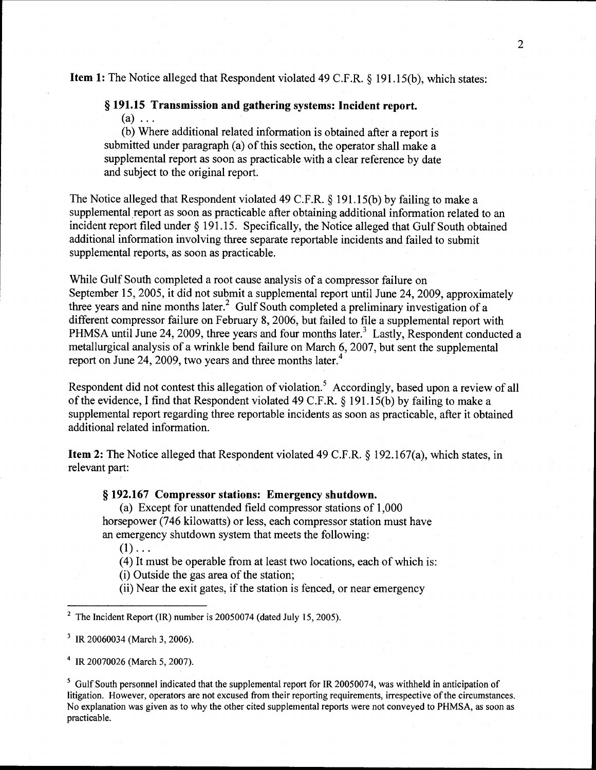**Item 1:** The Notice alleged that Respondent violated 49 C.F.R. § 191.15(b), which states:

> **§ 191.15 Transmission and gathering systems: Incident report.**
>
> (a) . . .
>
> (b) Where additional related information is obtained after a report is submitted under paragraph (a) of this section, the operator shall make a supplemental report as soon as practicable with a clear reference by date and subject to the original report.

The Notice alleged that Respondent violated 49 C.F.R. § 191.15(b) by failing to make a supplemental report as soon as practicable after obtaining additional information related to an incident report filed under § 191.15. Specifically, the Notice alleged that Gulf South obtained additional information involving three separate reportable incidents and failed to submit supplemental reports, as soon as practicable.

While Gulf South completed a root cause analysis of a compressor failure on September 15, 2005, it did not submit a supplemental report until June 24, 2009, approximately three years and nine months later.[2] Gulf South completed a preliminary investigation of a different compressor failure on February 8, 2006, but failed to file a supplemental report with PHMSA until June 24, 2009, three years and four months later.[3] Lastly, Respondent conducted a metallurgical analysis of a wrinkle bend failure on March 6, 2007, but sent the supplemental report on June 24, 2009, two years and three months later.[4]

Respondent did not contest this allegation of violation.[5] Accordingly, based upon a review of all of the evidence, I find that Respondent violated 49 C.F.R. § 191.15(b) by failing to make a supplemental report regarding three reportable incidents as soon as practicable, after it obtained additional related information.

**Item 2:** The Notice alleged that Respondent violated 49 C.F.R. § 192.167(a), which states, in relevant part:

> **§ 192.167 Compressor stations: Emergency shutdown.**
>
> (a) Except for unattended field compressor stations of 1,000 horsepower (746 kilowatts) or less, each compressor station must have an emergency shutdown system that meets the following:
>
> (1) . . .
>
> (4) It must be operable from at least two locations, each of which is:
>
> (i) Outside the gas area of the station;
>
> (ii) Near the exit gates, if the station is fenced, or near emergency

---

[2] The Incident Report (IR) number is 20050074 (dated July 15, 2005).

[3] IR 20060034 (March 3, 2006).

[4] IR 20070026 (March 5, 2007).

[5] Gulf South personnel indicated that the supplemental report for IR 20050074, was withheld in anticipation of litigation. However, operators are not excused from their reporting requirements, irrespective of the circumstances. No explanation was given as to why the other cited supplemental reports were not conveyed to PHMSA, as soon as practicable.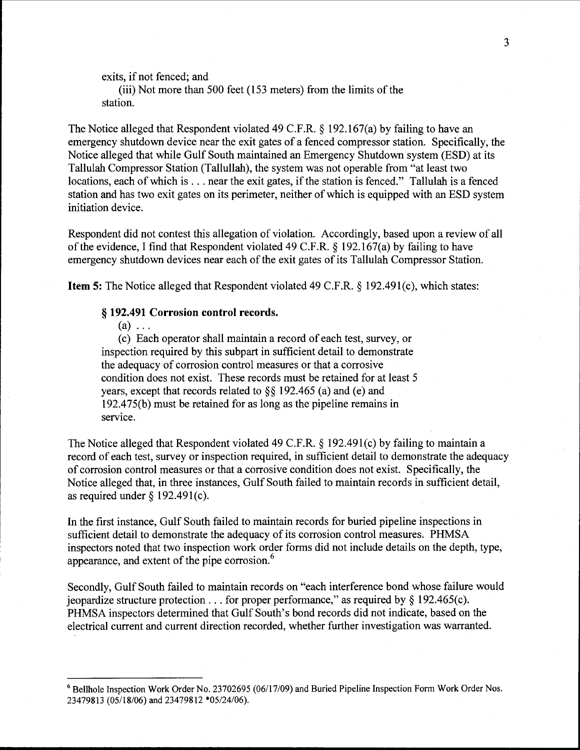exits, if not fenced; and

(iii) Not more than 500 feet (153 meters) from the limits of the station.

The Notice alleged that Respondent violated 49 C.F.R. § 192.167(a) by failing to have an emergency shutdown device near the exit gates of a fenced compressor station. Specifically, the Notice alleged that while Gulf South maintained an Emergency Shutdown system (ESD) at its Tallulah Compressor Station (Tallullah), the system was not operable from "at least two locations, each of which is . . . near the exit gates, if the station is fenced." Tallulah is a fenced station and has two exit gates on its perimeter, neither of which is equipped with an ESD system initiation device.

Respondent did not contest this allegation of violation. Accordingly, based upon a review of all of the evidence, I find that Respondent violated 49 C.F.R. § 192.167(a) by failing to have emergency shutdown devices near each of the exit gates of its Tallulah Compressor Station.

**Item 5:** The Notice alleged that Respondent violated 49 C.F.R. § 192.491(c), which states:

> **§ 192.491 Corrosion control records.**
>
> (a) . . .
>
> (c) Each operator shall maintain a record of each test, survey, or inspection required by this subpart in sufficient detail to demonstrate the adequacy of corrosion control measures or that a corrosive condition does not exist. These records must be retained for at least 5 years, except that records related to §§ 192.465 (a) and (e) and 192.475(b) must be retained for as long as the pipeline remains in service.

The Notice alleged that Respondent violated 49 C.F.R. § 192.491(c) by failing to maintain a record of each test, survey or inspection required, in sufficient detail to demonstrate the adequacy of corrosion control measures or that a corrosive condition does not exist. Specifically, the Notice alleged that, in three instances, Gulf South failed to maintain records in sufficient detail, as required under § 192.491(c).

In the first instance, Gulf South failed to maintain records for buried pipeline inspections in sufficient detail to demonstrate the adequacy of its corrosion control measures. PHMSA inspectors noted that two inspection work order forms did not include details on the depth, type, appearance, and extent of the pipe corrosion.[6]

Secondly, Gulf South failed to maintain records on "each interference bond whose failure would jeopardize structure protection . . . for proper performance," as required by § 192.465(c). PHMSA inspectors determined that Gulf South's bond records did not indicate, based on the electrical current and current direction recorded, whether further investigation was warranted.

---

[6] Bellhole Inspection Work Order No. 23702695 (06/17/09) and Buried Pipeline Inspection Form Work Order Nos. 23479813 (05/18/06) and 23479812 *05/24/06).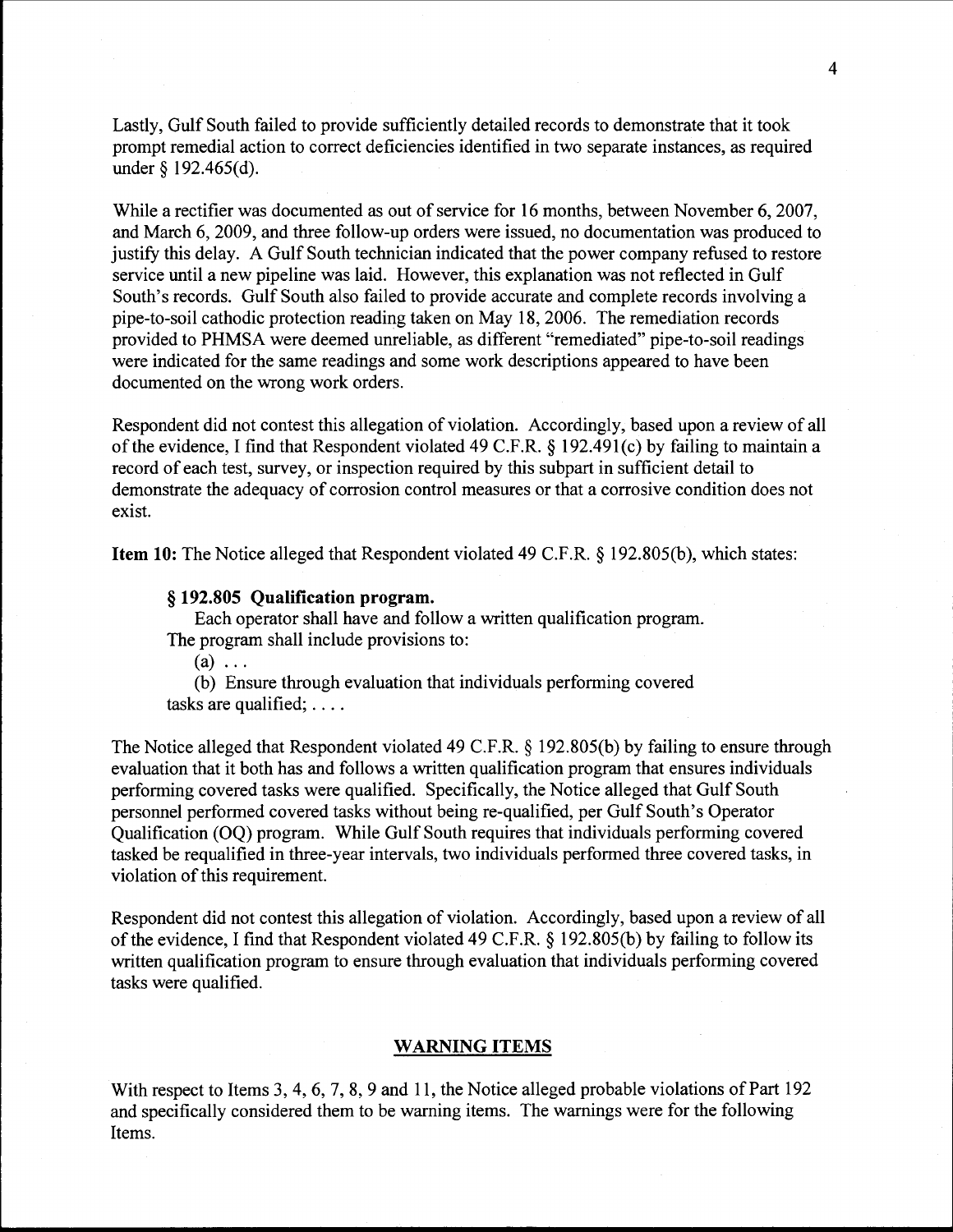Lastly, Gulf South failed to provide sufficiently detailed records to demonstrate that it took prompt remedial action to correct deficiencies identified in two separate instances, as required under § 192.465(d).

While a rectifier was documented as out of service for 16 months, between November 6, 2007, and March 6, 2009, and three follow-up orders were issued, no documentation was produced to justify this delay. A Gulf South technician indicated that the power company refused to restore service until a new pipeline was laid. However, this explanation was not reflected in Gulf South's records. Gulf South also failed to provide accurate and complete records involving a pipe-to-soil cathodic protection reading taken on May 18, 2006. The remediation records provided to PHMSA were deemed unreliable, as different "remediated" pipe-to-soil readings were indicated for the same readings and some work descriptions appeared to have been documented on the wrong work orders.

Respondent did not contest this allegation of violation. Accordingly, based upon a review of all of the evidence, I find that Respondent violated 49 C.F.R. § 192.491(c) by failing to maintain a record of each test, survey, or inspection required by this subpart in sufficient detail to demonstrate the adequacy of corrosion control measures or that a corrosive condition does not exist.

**Item 10:** The Notice alleged that Respondent violated 49 C.F.R. § 192.805(b), which states:

> **§ 192.805 Qualification program.**
>
> Each operator shall have and follow a written qualification program. The program shall include provisions to:
>
> (a) . . .
>
> (b) Ensure through evaluation that individuals performing covered tasks are qualified; . . . .

The Notice alleged that Respondent violated 49 C.F.R. § 192.805(b) by failing to ensure through evaluation that it both has and follows a written qualification program that ensures individuals performing covered tasks were qualified. Specifically, the Notice alleged that Gulf South personnel performed covered tasks without being re-qualified, per Gulf South's Operator Qualification (OQ) program. While Gulf South requires that individuals performing covered tasked be requalified in three-year intervals, two individuals performed three covered tasks, in violation of this requirement.

Respondent did not contest this allegation of violation. Accordingly, based upon a review of all of the evidence, I find that Respondent violated 49 C.F.R. § 192.805(b) by failing to follow its written qualification program to ensure through evaluation that individuals performing covered tasks were qualified.

## WARNING ITEMS

With respect to Items 3, 4, 6, 7, 8, 9 and 11, the Notice alleged probable violations of Part 192 and specifically considered them to be warning items. The warnings were for the following Items.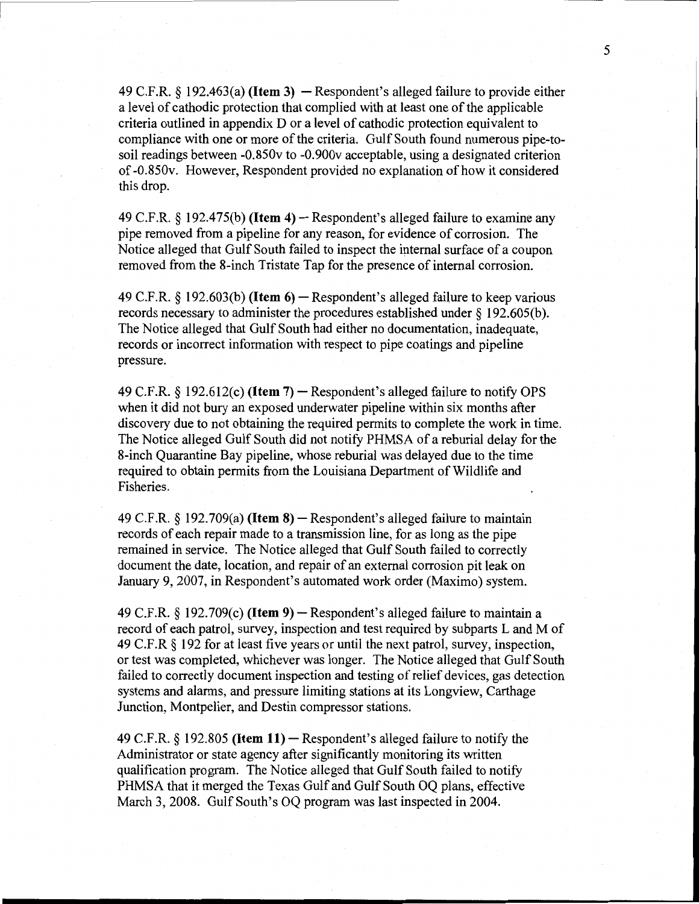49 C.F.R. § 192.463(a) **(Item 3)** — Respondent's alleged failure to provide either a level of cathodic protection that complied with at least one of the applicable criteria outlined in appendix D or a level of cathodic protection equivalent to compliance with one or more of the criteria. Gulf South found numerous pipe-to-soil readings between -0.850v to -0.900v acceptable, using a designated criterion of -0.850v. However, Respondent provided no explanation of how it considered this drop.

49 C.F.R. § 192.475(b) **(Item 4)** — Respondent's alleged failure to examine any pipe removed from a pipeline for any reason, for evidence of corrosion. The Notice alleged that Gulf South failed to inspect the internal surface of a coupon removed from the 8-inch Tristate Tap for the presence of internal corrosion.

49 C.F.R. § 192.603(b) **(Item 6)** — Respondent's alleged failure to keep various records necessary to administer the procedures established under § 192.605(b). The Notice alleged that Gulf South had either no documentation, inadequate, records or incorrect information with respect to pipe coatings and pipeline pressure.

49 C.F.R. § 192.612(c) **(Item 7)** — Respondent's alleged failure to notify OPS when it did not bury an exposed underwater pipeline within six months after discovery due to not obtaining the required permits to complete the work in time. The Notice alleged Gulf South did not notify PHMSA of a reburial delay for the 8-inch Quarantine Bay pipeline, whose reburial was delayed due to the time required to obtain permits from the Louisiana Department of Wildlife and Fisheries.

49 C.F.R. § 192.709(a) **(Item 8)** — Respondent's alleged failure to maintain records of each repair made to a transmission line, for as long as the pipe remained in service. The Notice alleged that Gulf South failed to correctly document the date, location, and repair of an external corrosion pit leak on January 9, 2007, in Respondent's automated work order (Maximo) system.

49 C.F.R. § 192.709(c) **(Item 9)** — Respondent's alleged failure to maintain a record of each patrol, survey, inspection and test required by subparts L and M of 49 C.F.R § 192 for at least five years or until the next patrol, survey, inspection, or test was completed, whichever was longer. The Notice alleged that Gulf South failed to correctly document inspection and testing of relief devices, gas detection systems and alarms, and pressure limiting stations at its Longview, Carthage Junction, Montpelier, and Destin compressor stations.

49 C.F.R. § 192.805 **(Item 11)** — Respondent's alleged failure to notify the Administrator or state agency after significantly monitoring its written qualification program. The Notice alleged that Gulf South failed to notify PHMSA that it merged the Texas Gulf and Gulf South OQ plans, effective March 3, 2008. Gulf South's OQ program was last inspected in 2004.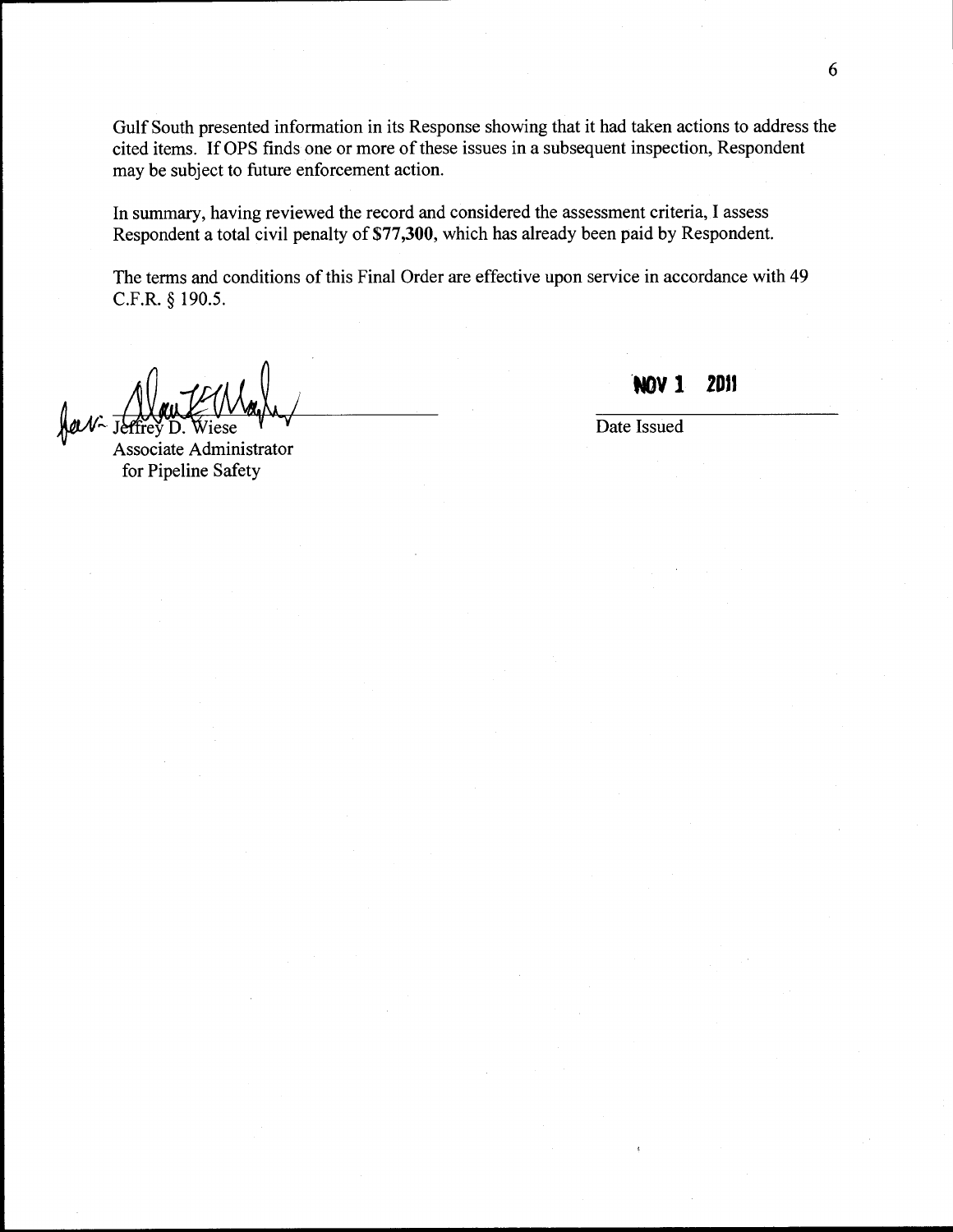Gulf South presented information in its Response showing that it had taken actions to address the cited items. If OPS finds one or more of these issues in a subsequent inspection, Respondent may be subject to future enforcement action.

In summary, having reviewed the record and considered the assessment criteria, I assess Respondent a total civil penalty of **$77,300**, which has already been paid by Respondent.

The terms and conditions of this Final Order are effective upon service in accordance with 49 C.F.R. § 190.5.

for Jeffrey D. Wiese
Associate Administrator
for Pipeline Safety

NOV 1 2011
Date Issued